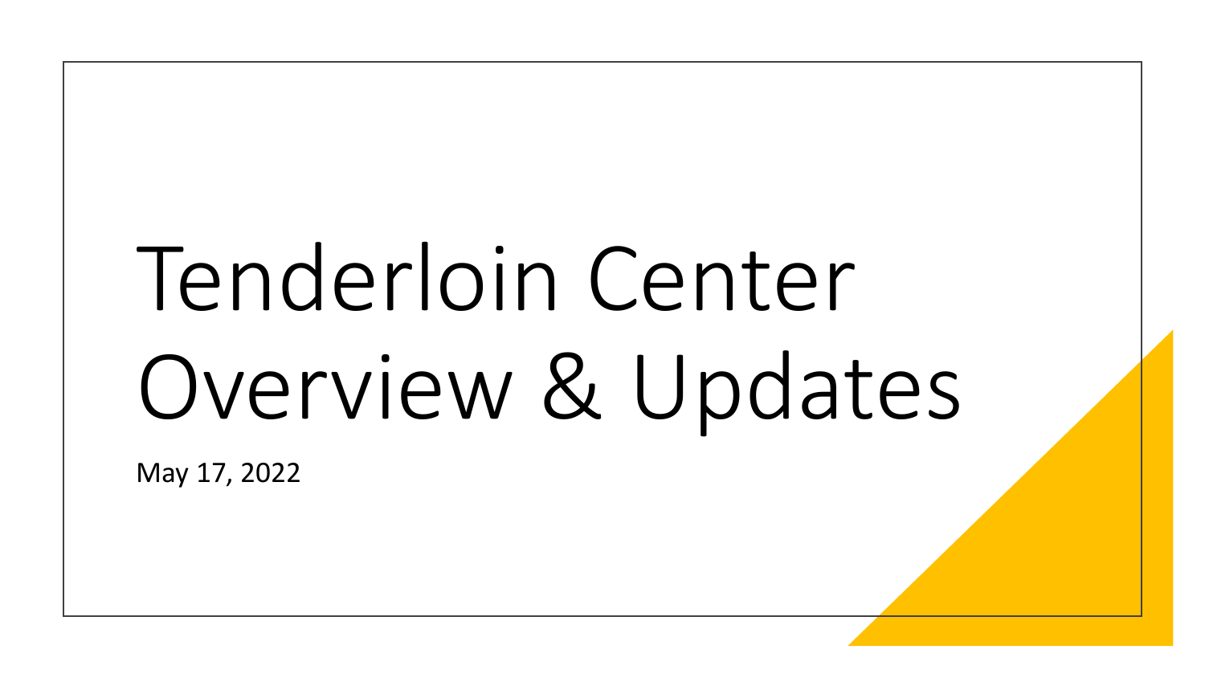# Tenderloin Center Overview & Updates

May 17, 2022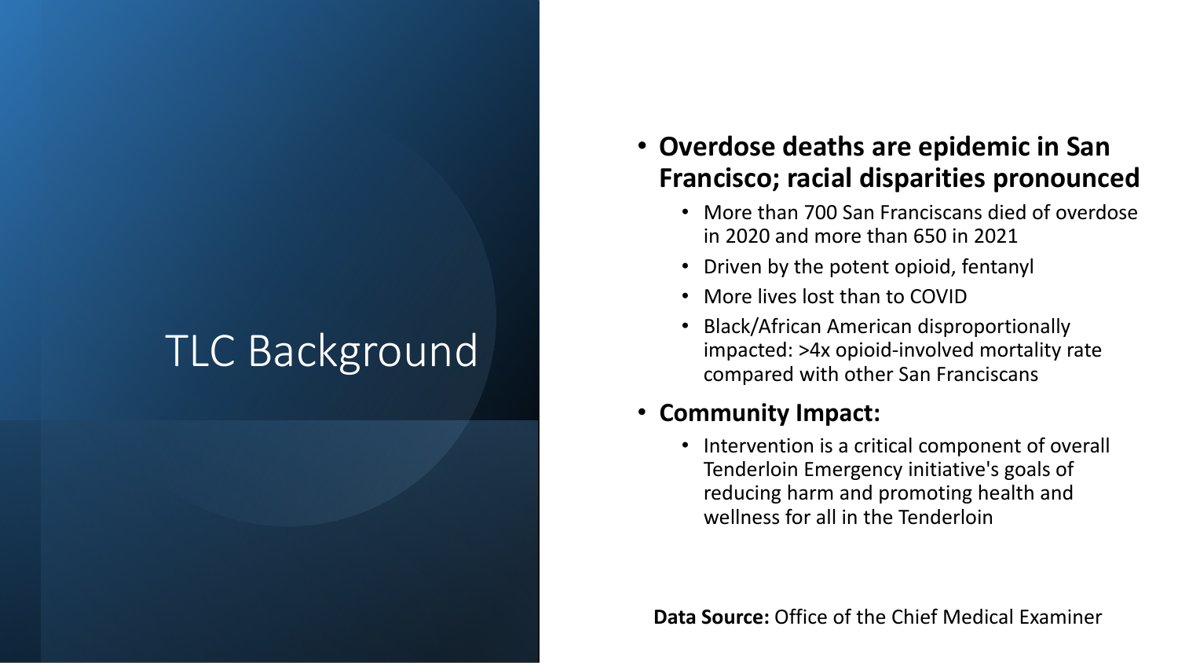# TLC Background

- **Overdose deaths are epidemic in San Francisco; racial disparities pronounced**
  - More than 700 San Franciscans died of overdose in 2020 and more than 650 in 2021
  - Driven by the potent opioid, fentanyl
  - More lives lost than to COVID
  - Black/African American disproportionally impacted: >4x opioid-involved mortality rate compared with other San Franciscans
- **Community Impact:**
  - Intervention is a critical component of overall Tenderloin Emergency initiative's goals of reducing harm and promoting health and wellness for all in the Tenderloin

**Data Source:** Office of the Chief Medical Examiner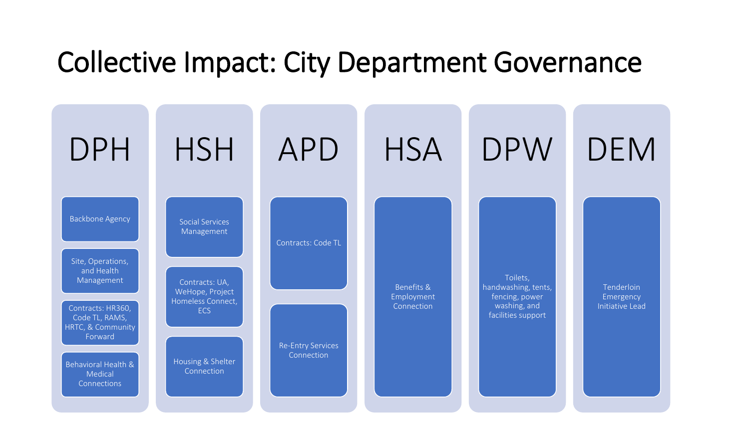# Collective Impact: City Department Governance

## DPH

- Backbone Agency
- Site, Operations, and Health Management
- Contracts: HR360, Code TL, RAMS, HRTC, & Community Forward
- Behavioral Health & Medical Connections

## HSH

- Social Services Management
- Contracts: UA, WeHope, Project Homeless Connect, ECS
- Housing & Shelter Connection

## APD

- Contracts: Code TL
- Re-Entry Services Connection

## HSA

- Benefits & Employment Connection

## DPW

- Toilets, handwashing, tents, fencing, power washing, and facilities support

## DEM

- Tenderloin Emergency Initiative Lead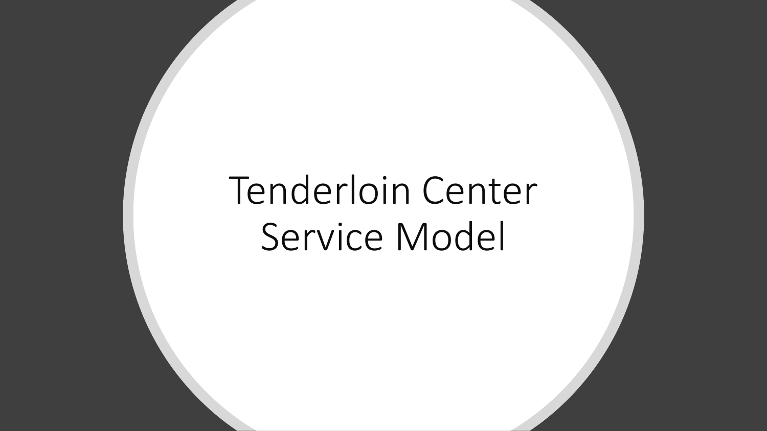# Tenderloin Center Service Model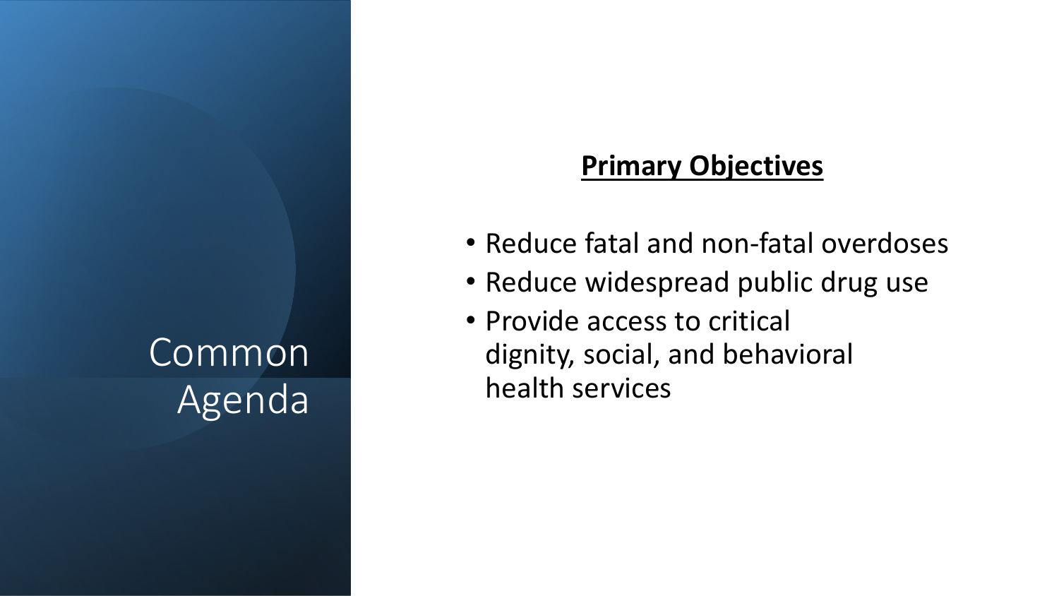# Common Agenda

## Primary Objectives

- Reduce fatal and non-fatal overdoses
- Reduce widespread public drug use
- Provide access to critical dignity, social, and behavioral health services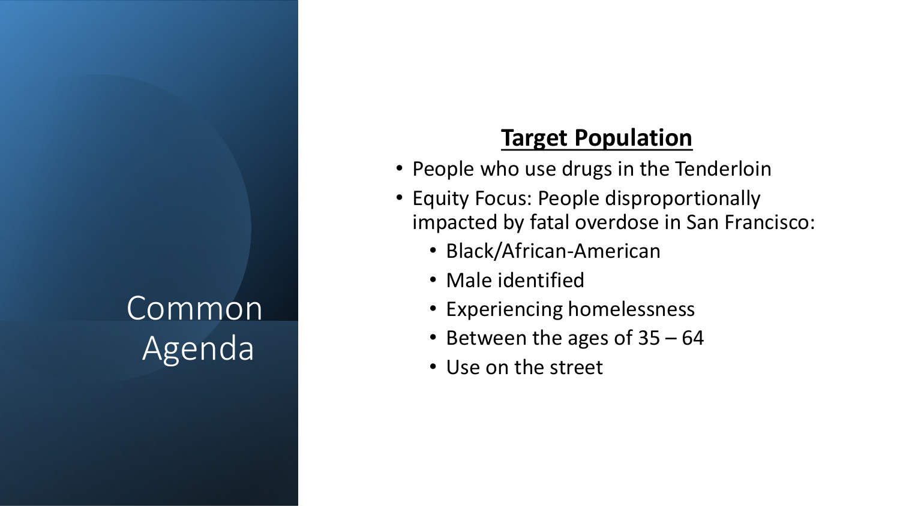# Common Agenda

## Target Population

- People who use drugs in the Tenderloin
- Equity Focus: People disproportionally impacted by fatal overdose in San Francisco:
  - Black/African-American
  - Male identified
  - Experiencing homelessness
  - Between the ages of 35 – 64
  - Use on the street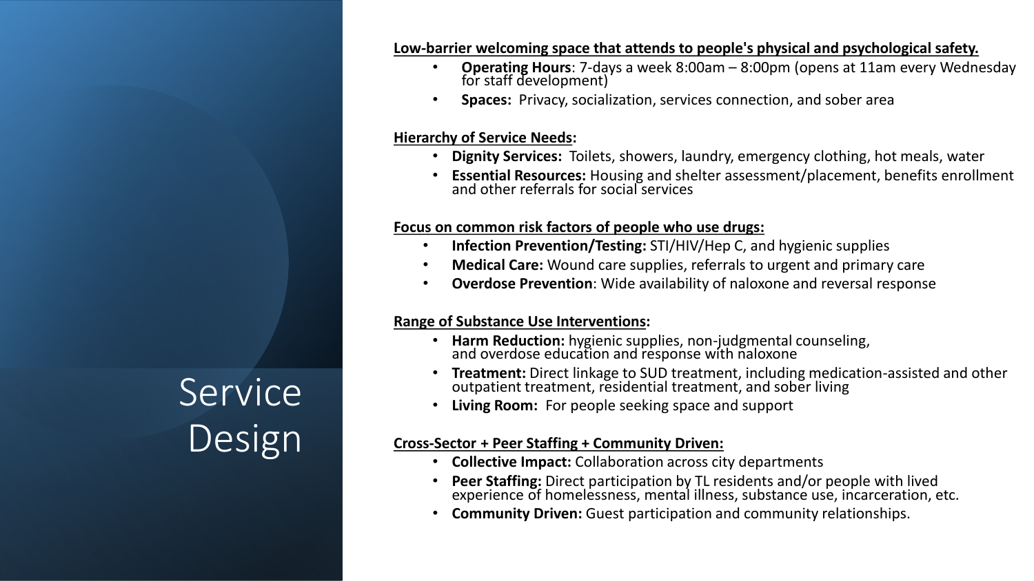# Service Design

**Low-barrier welcoming space that attends to people's physical and psychological safety.**

- **Operating Hours**: 7-days a week 8:00am – 8:00pm (opens at 11am every Wednesday for staff development)
- **Spaces:** Privacy, socialization, services connection, and sober area

**Hierarchy of Service Needs:**

- **Dignity Services:** Toilets, showers, laundry, emergency clothing, hot meals, water
- **Essential Resources:** Housing and shelter assessment/placement, benefits enrollment and other referrals for social services

**Focus on common risk factors of people who use drugs:**

- **Infection Prevention/Testing:** STI/HIV/Hep C, and hygienic supplies
- **Medical Care:** Wound care supplies, referrals to urgent and primary care
- **Overdose Prevention**: Wide availability of naloxone and reversal response

**Range of Substance Use Interventions:**

- **Harm Reduction:** hygienic supplies, non-judgmental counseling, and overdose education and response with naloxone
- **Treatment:** Direct linkage to SUD treatment, including medication-assisted and other outpatient treatment, residential treatment, and sober living
- **Living Room:** For people seeking space and support

**Cross-Sector + Peer Staffing + Community Driven:**

- **Collective Impact:** Collaboration across city departments
- **Peer Staffing:** Direct participation by TL residents and/or people with lived experience of homelessness, mental illness, substance use, incarceration, etc.
- **Community Driven:** Guest participation and community relationships.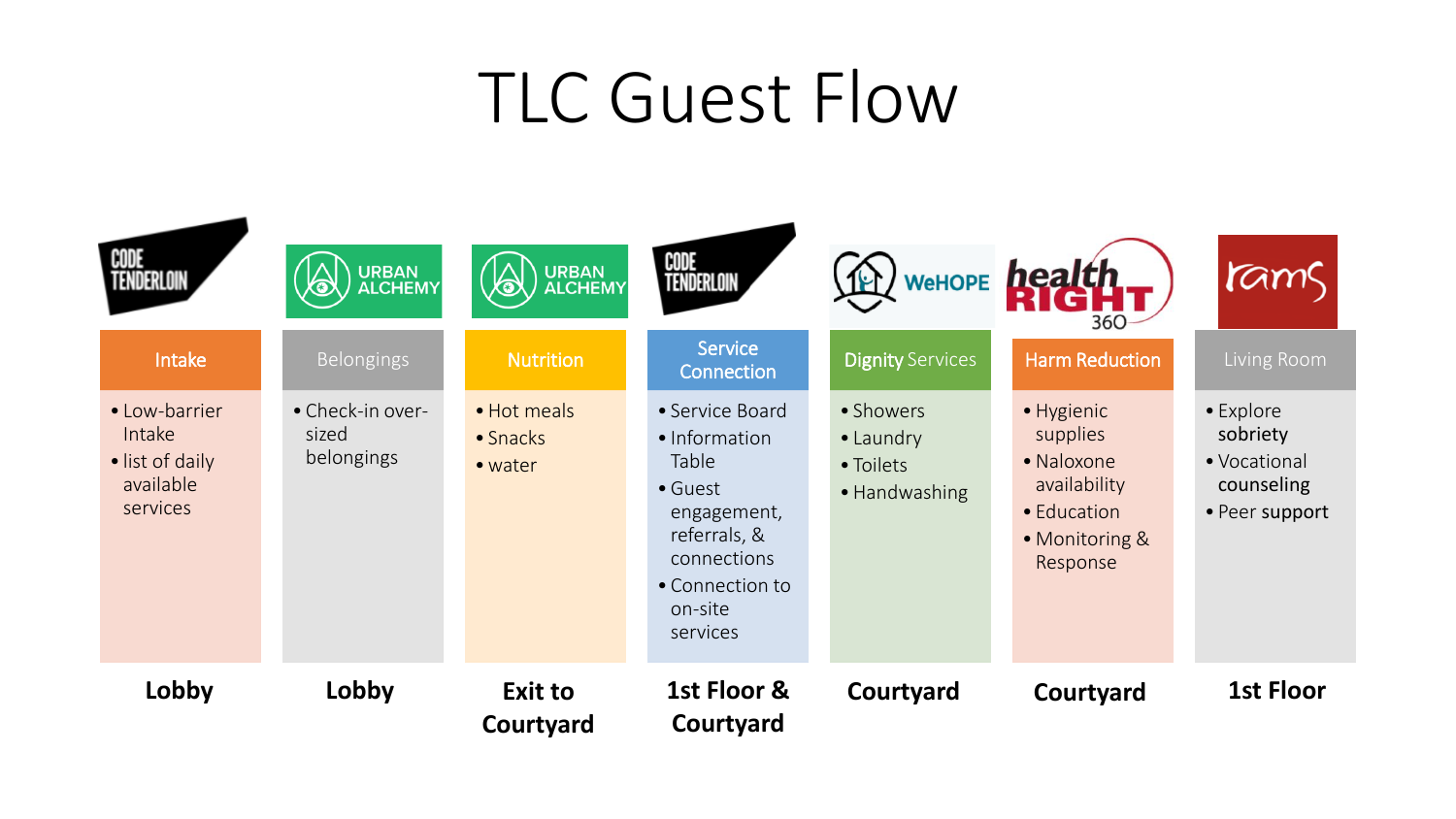# TLC Guest Flow

| Code Tenderloin | Urban Alchemy | Urban Alchemy | Code Tenderloin | WeHOPE | healthRIGHT 360 | rams |
|---|---|---|---|---|---|---|
| **Intake** | **Belongings** | **Nutrition** | **Service Connection** | **Dignity Services** | **Harm Reduction** | **Living Room** |
| • Low-barrier Intake<br>• list of daily available services | • Check-in over-sized belongings | • Hot meals<br>• Snacks<br>• water | • Service Board<br>• Information Table<br>• Guest engagement, referrals, & connections<br>• Connection to on-site services | • Showers<br>• Laundry<br>• Toilets<br>• Handwashing | • Hygienic supplies<br>• Naloxone availability<br>• Education<br>• Monitoring & Response | • Explore sobriety<br>• Vocational counseling<br>• Peer support |
| **Lobby** | **Lobby** | **Exit to Courtyard** | **1st Floor & Courtyard** | **Courtyard** | **Courtyard** | **1st Floor** |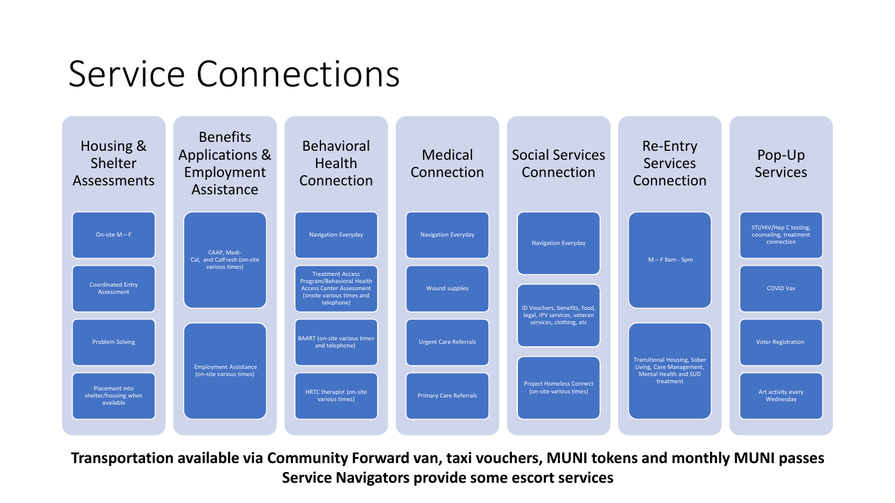# Service Connections

## Housing & Shelter Assessments

- On-site M – F
- Coordinated Entry Assessment
- Problem Solving
- Placement into shelter/housing when available

## Benefits Applications & Employment Assistance

- CAAP, Medi-Cal, and CalFresh (on-site various times)
- Employment Assistance (on-site various times)

## Behavioral Health Connection

- Navigation Everyday
- Treatment Access Program/Behavioral Health Access Center Assessment (onsite various times and telephone)
- BAART (on-site various times and telephone)
- HRTC therapist (on-site various times)

## Medical Connection

- Navigation Everyday
- Wound supplies
- Urgent Care Referrals
- Primary Care Referrals

## Social Services Connection

- Navigation Everyday
- ID Vouchers, benefits, food, legal, IPV services, veteran services, clothing, etc
- Project Homeless Connect (on-site various times)

## Re-Entry Services Connection

- M – F 8am - 5pm
- Transitional Housing, Sober Living, Case Management, Mental Health and SUD treatment

## Pop-Up Services

- STI/HIV/Hep C testing, counseling, treatment connection
- COVID Vax
- Voter Registration
- Art activity every Wednesday

**Transportation available via Community Forward van, taxi vouchers, MUNI tokens and monthly MUNI passes**

**Service Navigators provide some escort services**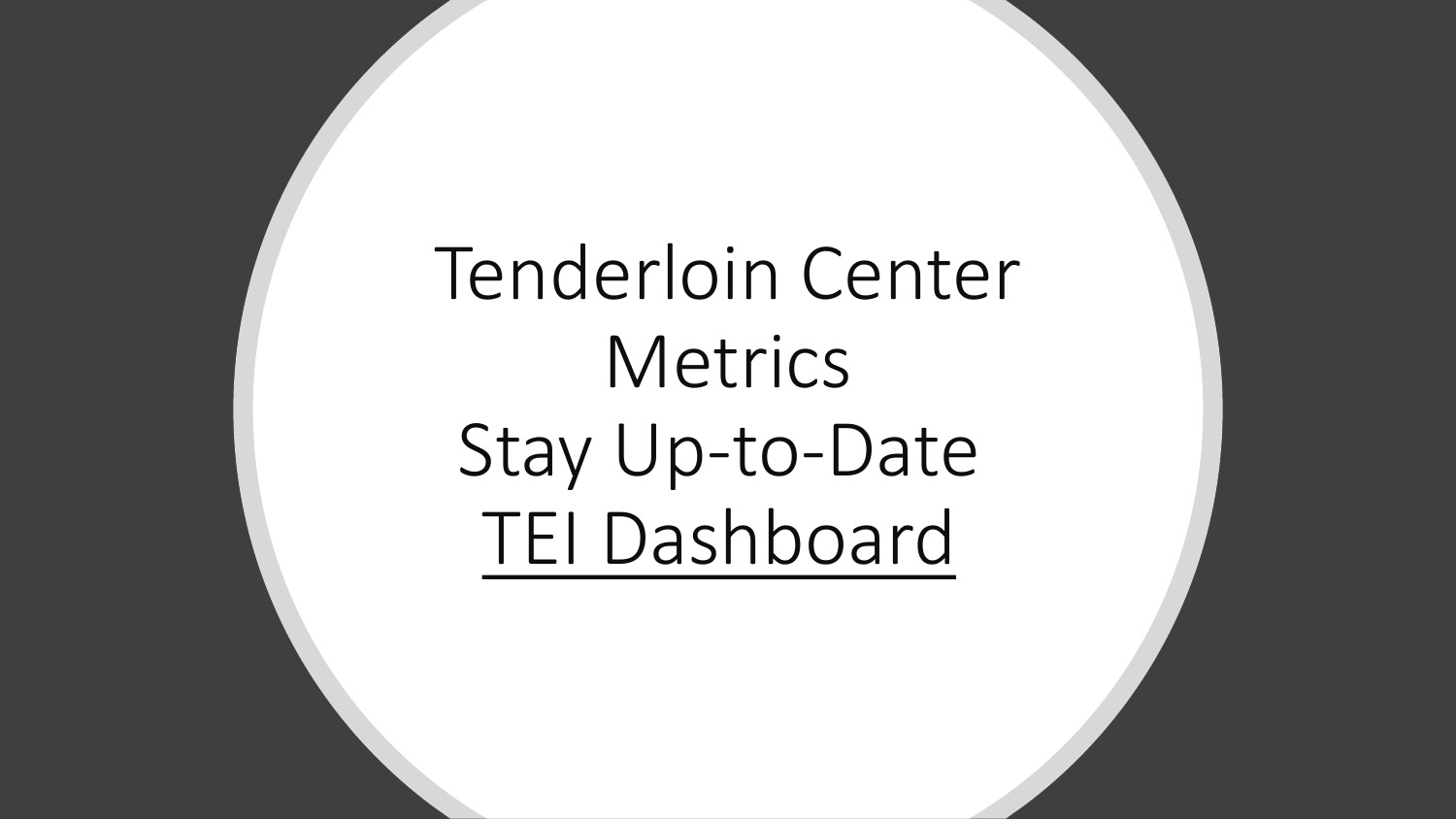# Tenderloin Center Metrics

Stay Up-to-Date

TEI Dashboard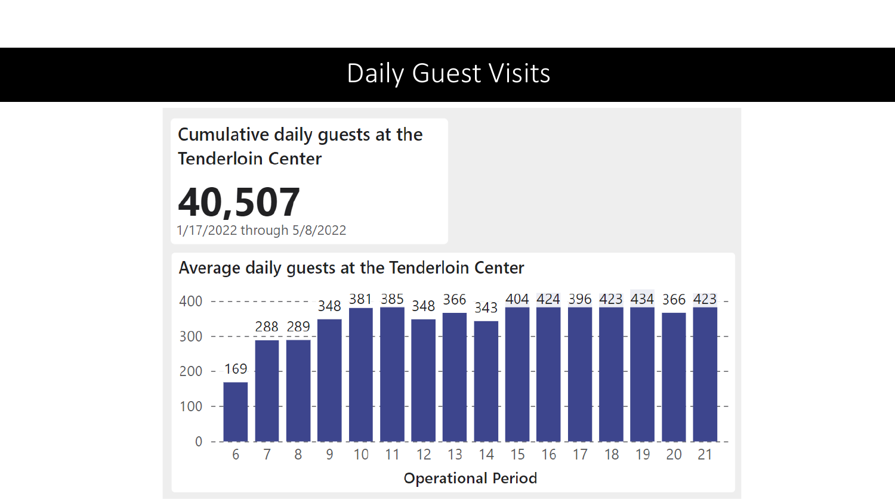# Daily Guest Visits

Cumulative daily guests at the Tenderloin Center

**40,507**

1/17/2022 through 5/8/2022

Average daily guests at the Tenderloin Center

400
300
200
100
0

169 288 289 348 381 385 348 366 343 404 424 396 423 434 366 423

6 7 8 9 10 11 12 13 14 15 16 17 18 19 20 21

Operational Period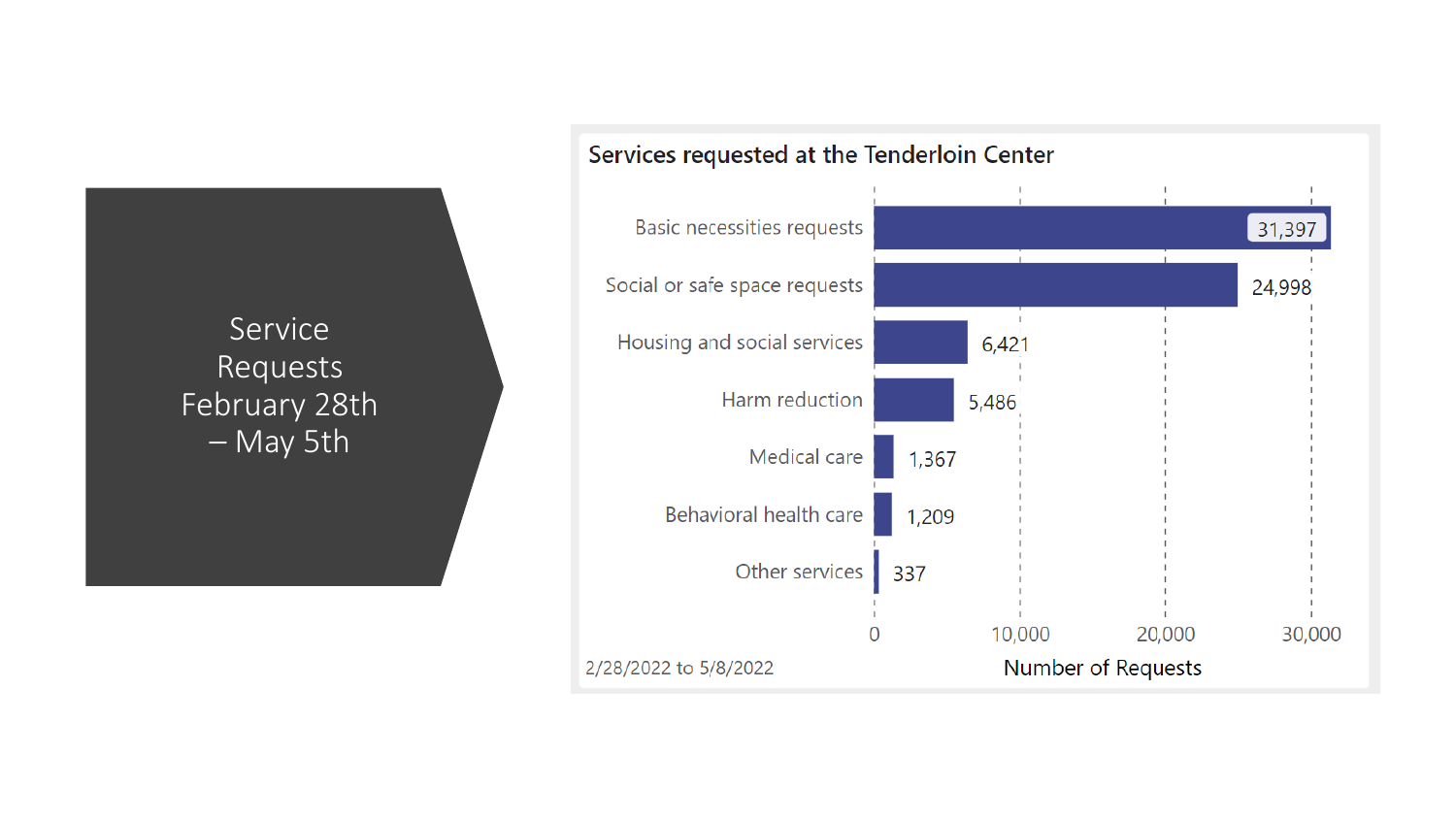# Service Requests February 28th – May 5th

Services requested at the Tenderloin Center

Basic necessities requests
31,397

Social or safe space requests
24,998

Housing and social services
6,421

Harm reduction
5,486

Medical care
1,367

Behavioral health care
1,209

Other services
337

0
10,000
20,000
30,000

Number of Requests

2/28/2022 to 5/8/2022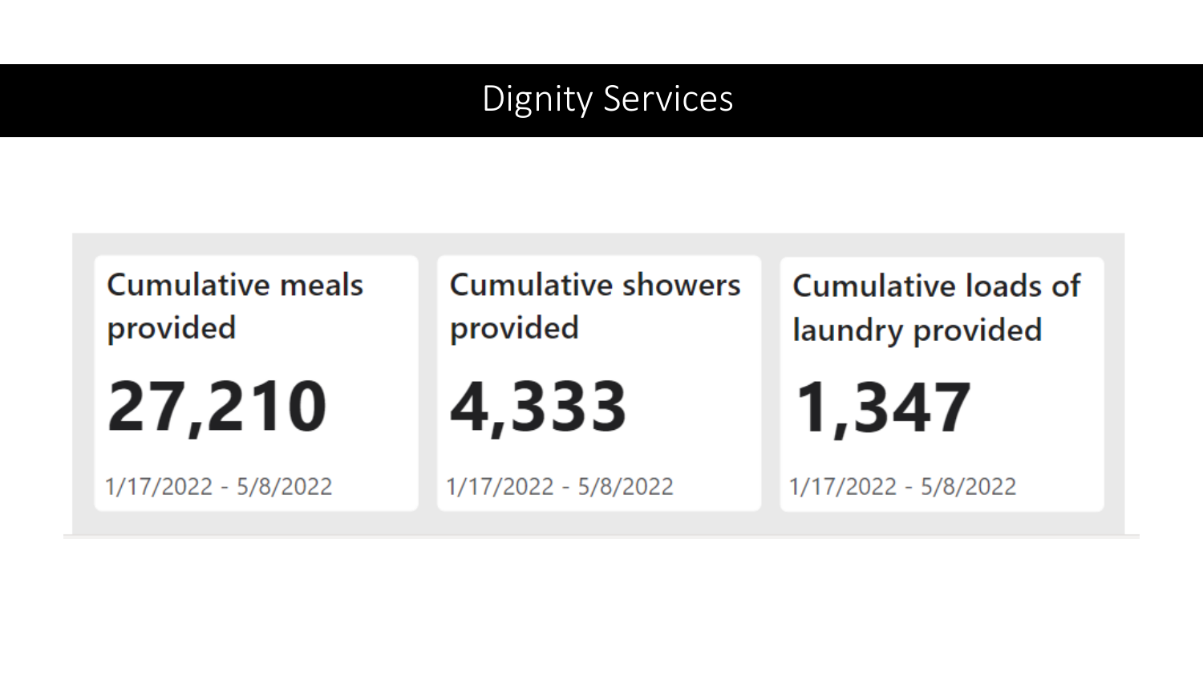# Dignity Services

**Cumulative meals provided**

**27,210**

1/17/2022 - 5/8/2022

**Cumulative showers provided**

**4,333**

1/17/2022 - 5/8/2022

**Cumulative loads of laundry provided**

**1,347**

1/17/2022 - 5/8/2022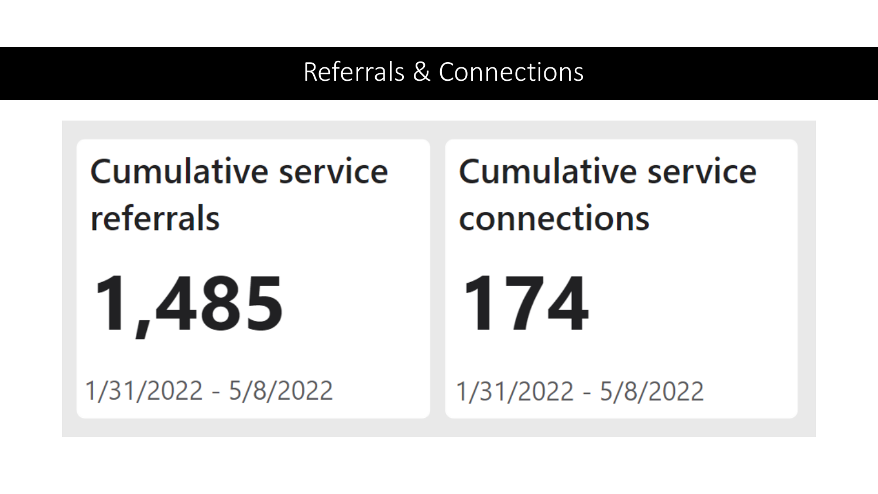# Referrals & Connections

**Cumulative service referrals**

**1,485**

1/31/2022 - 5/8/2022

**Cumulative service connections**

**174**

1/31/2022 - 5/8/2022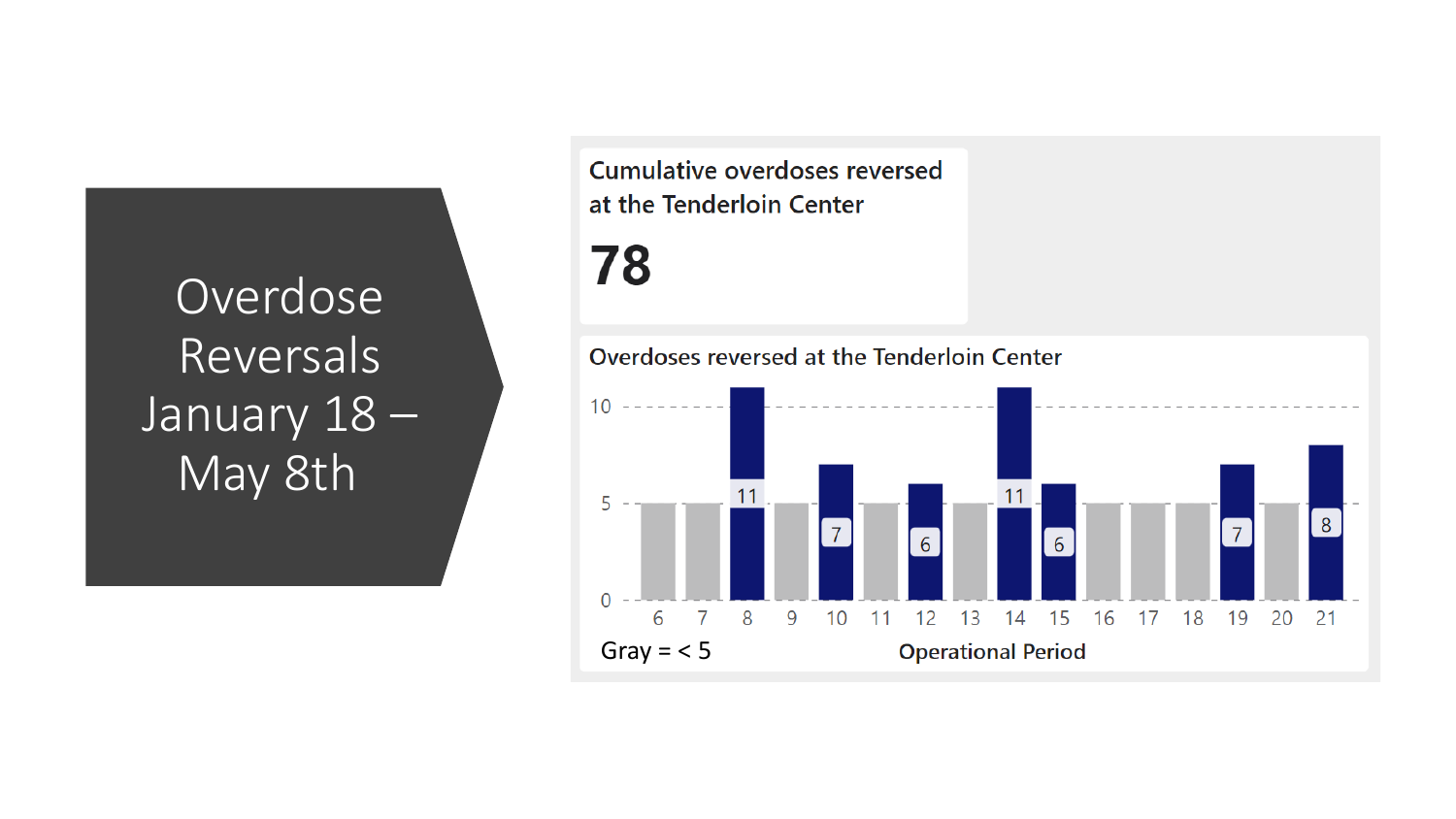# Overdose Reversals January 18 – May 8th

Cumulative overdoses reversed at the Tenderloin Center

**78**

Overdoses reversed at the Tenderloin Center

10

5

0

11

7

6

11

6

7

8

6 7 8 9 10 11 12 13 14 15 16 17 18 19 20 21

Gray = < 5

Operational Period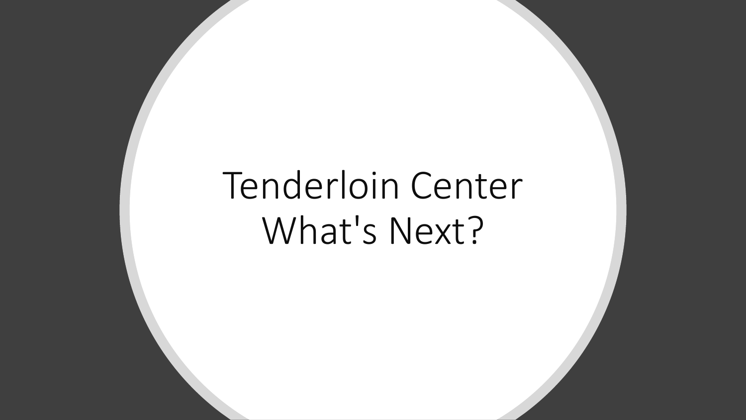# Tenderloin Center
# What's Next?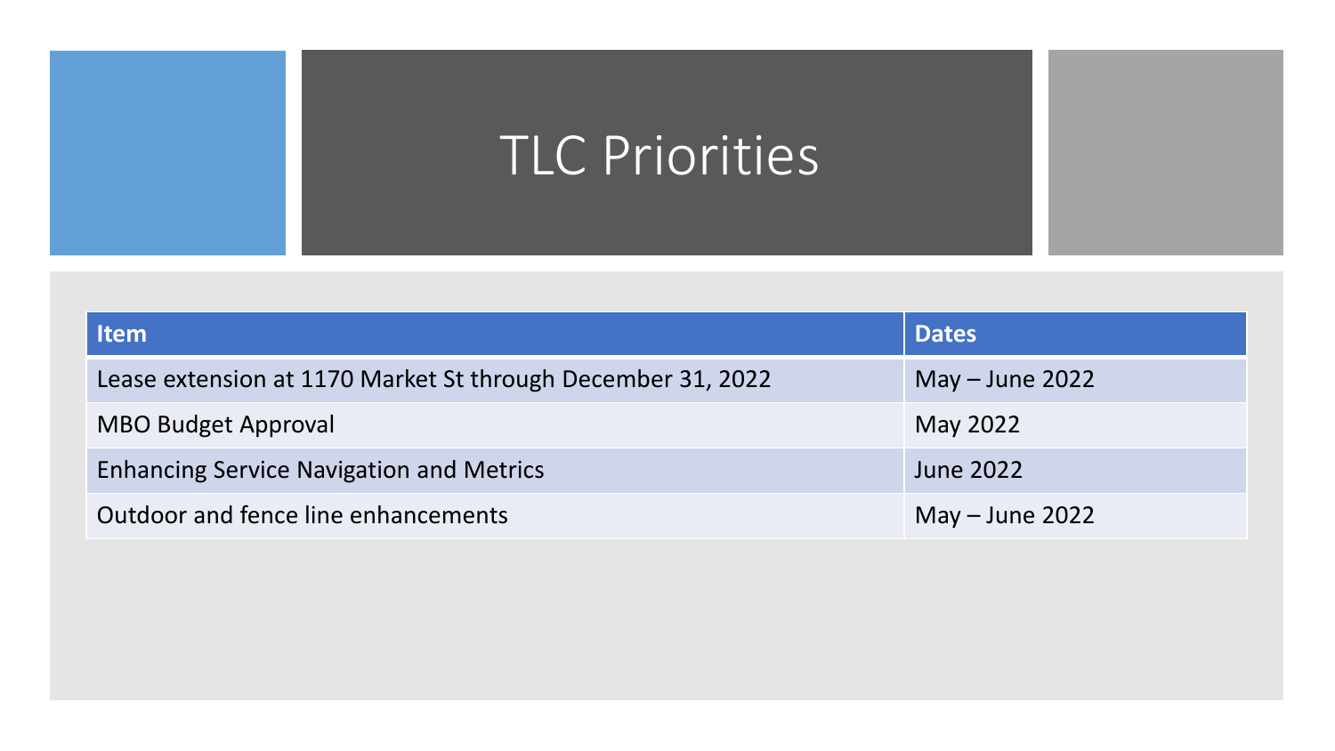# TLC Priorities

| Item | Dates |
| --- | --- |
| Lease extension at 1170 Market St through December 31, 2022 | May – June 2022 |
| MBO Budget Approval | May 2022 |
| Enhancing Service Navigation and Metrics | June 2022 |
| Outdoor and fence line enhancements | May – June 2022 |